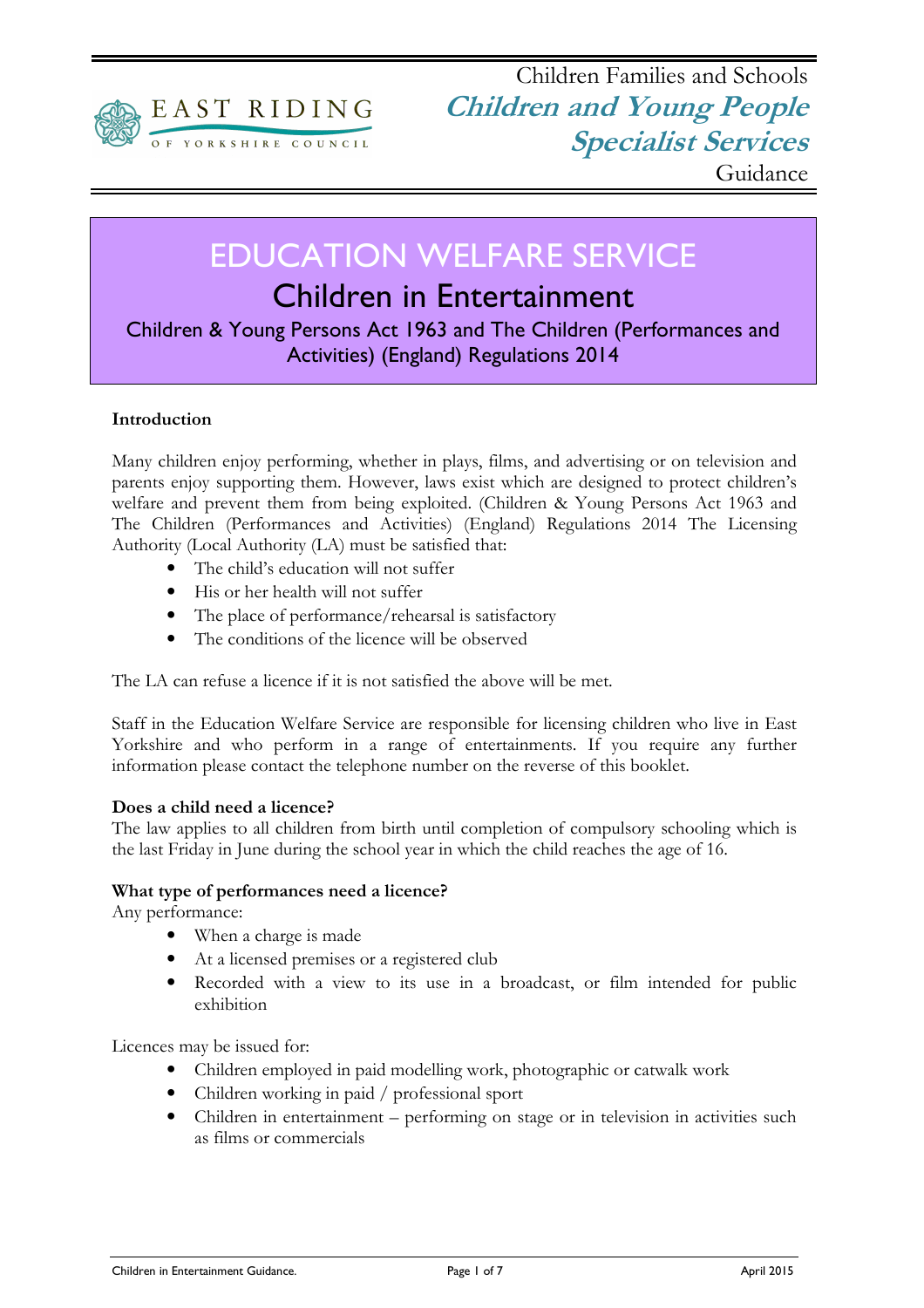EAST RIDING OF YORKSHIRE COUNCIL

Children Families and Schools

***Children and Young People Specialist Services***

Guidance

# EDUCATION WELFARE SERVICE

## Children in Entertainment

### Children & Young Persons Act 1963 and The Children (Performances and Activities) (England) Regulations 2014

**Introduction**

Many children enjoy performing, whether in plays, films, and advertising or on television and parents enjoy supporting them. However, laws exist which are designed to protect children's welfare and prevent them from being exploited. (Children & Young Persons Act 1963 and The Children (Performances and Activities) (England) Regulations 2014 The Licensing Authority (Local Authority (LA) must be satisfied that:

- The child's education will not suffer
- His or her health will not suffer
- The place of performance/rehearsal is satisfactory
- The conditions of the licence will be observed

The LA can refuse a licence if it is not satisfied the above will be met.

Staff in the Education Welfare Service are responsible for licensing children who live in East Yorkshire and who perform in a range of entertainments. If you require any further information please contact the telephone number on the reverse of this booklet.

**Does a child need a licence?**

The law applies to all children from birth until completion of compulsory schooling which is the last Friday in June during the school year in which the child reaches the age of 16.

**What type of performances need a licence?**

Any performance:

- When a charge is made
- At a licensed premises or a registered club
- Recorded with a view to its use in a broadcast, or film intended for public exhibition

Licences may be issued for:

- Children employed in paid modelling work, photographic or catwalk work
- Children working in paid / professional sport
- Children in entertainment – performing on stage or in television in activities such as films or commercials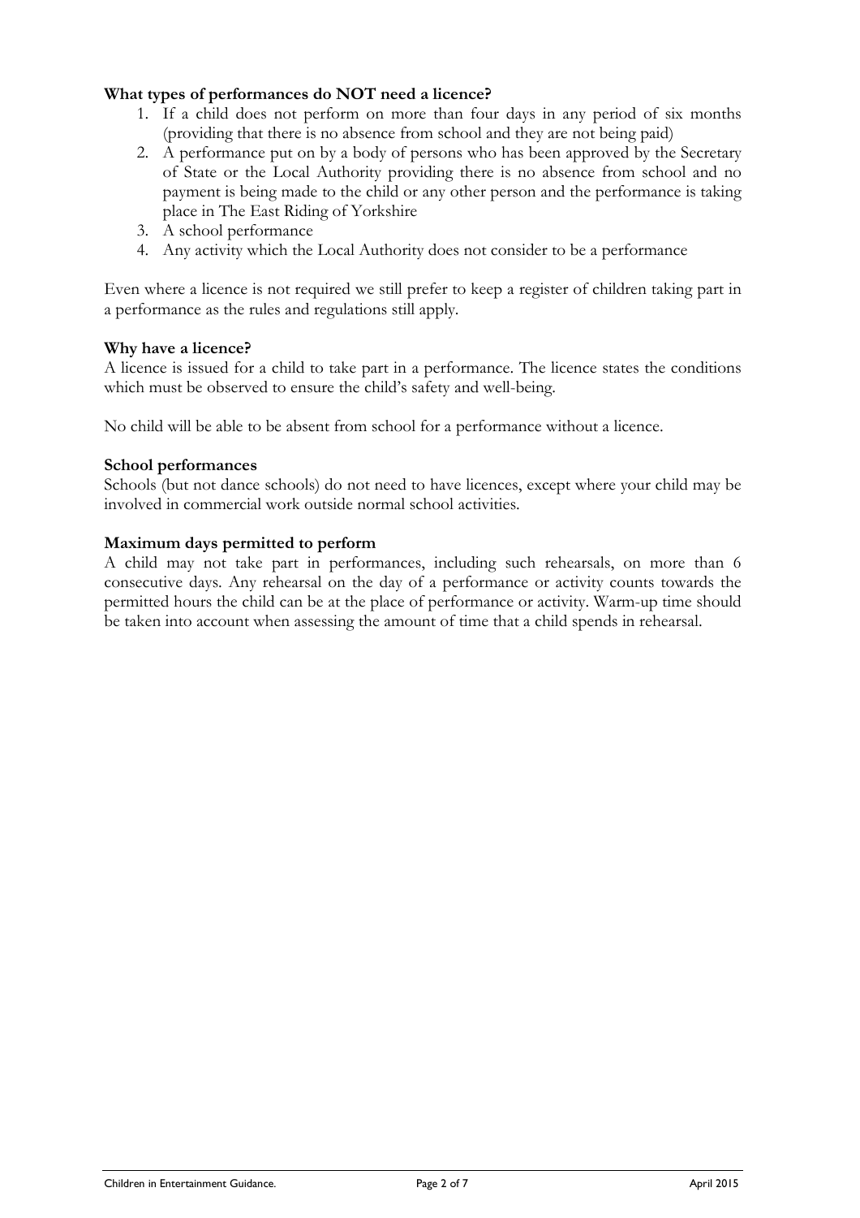**What types of performances do NOT need a licence?**

1. If a child does not perform on more than four days in any period of six months (providing that there is no absence from school and they are not being paid)
2. A performance put on by a body of persons who has been approved by the Secretary of State or the Local Authority providing there is no absence from school and no payment is being made to the child or any other person and the performance is taking place in The East Riding of Yorkshire
3. A school performance
4. Any activity which the Local Authority does not consider to be a performance

Even where a licence is not required we still prefer to keep a register of children taking part in a performance as the rules and regulations still apply.

**Why have a licence?**

A licence is issued for a child to take part in a performance. The licence states the conditions which must be observed to ensure the child's safety and well-being.

No child will be able to be absent from school for a performance without a licence.

**School performances**

Schools (but not dance schools) do not need to have licences, except where your child may be involved in commercial work outside normal school activities.

**Maximum days permitted to perform**

A child may not take part in performances, including such rehearsals, on more than 6 consecutive days. Any rehearsal on the day of a performance or activity counts towards the permitted hours the child can be at the place of performance or activity. Warm-up time should be taken into account when assessing the amount of time that a child spends in rehearsal.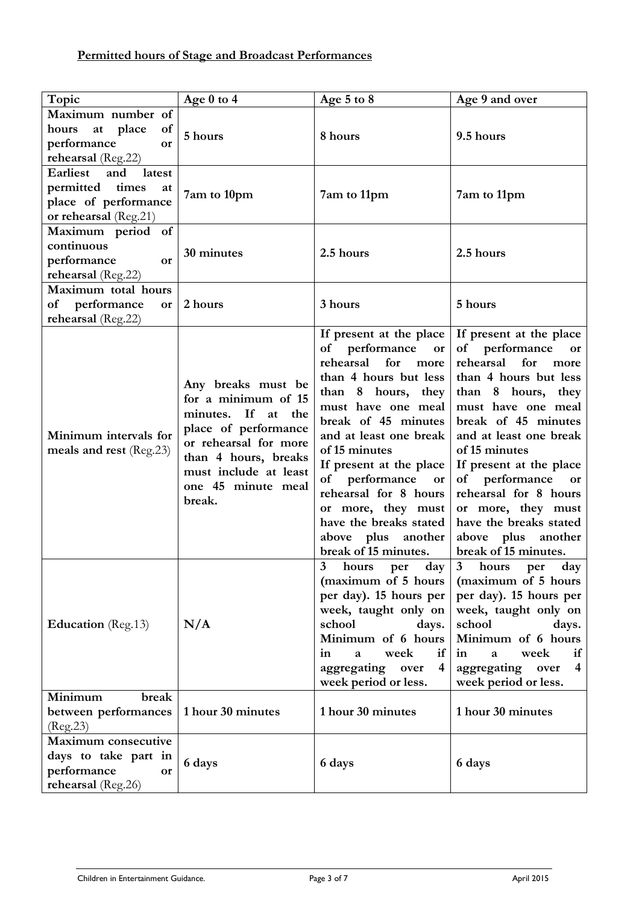**Permitted hours of Stage and Broadcast Performances**

| Topic | Age 0 to 4 | Age 5 to 8 | Age 9 and over |
|---|---|---|---|
| **Maximum number of hours at place of performance or rehearsal** (Reg.22) | 5 hours | 8 hours | 9.5 hours |
| **Earliest and latest permitted times at place of performance or rehearsal** (Reg.21) | 7am to 10pm | 7am to 11pm | 7am to 11pm |
| **Maximum period of continuous performance or rehearsal** (Reg.22) | 30 minutes | 2.5 hours | 2.5 hours |
| **Maximum total hours of performance or rehearsal** (Reg.22) | 2 hours | 3 hours | 5 hours |
| **Minimum intervals for meals and rest** (Reg.23) | **Any breaks must be for a minimum of 15 minutes. If at the place of performance or rehearsal for more than 4 hours, breaks must include at least one 45 minute meal break.** | **If present at the place of performance or rehearsal for more than 4 hours but less than 8 hours, they must have one meal break of 45 minutes and at least one break of 15 minutes If present at the place of performance or rehearsal for 8 hours or more, they must have the breaks stated above plus another break of 15 minutes.** | **If present at the place of performance or rehearsal for more than 4 hours but less than 8 hours, they must have one meal break of 45 minutes and at least one break of 15 minutes If present at the place of performance or rehearsal for 8 hours or more, they must have the breaks stated above plus another break of 15 minutes.** |
| **Education** (Reg.13) | **N/A** | **3 hours per day (maximum of 5 hours per day). 15 hours per week, taught only on school days. Minimum of 6 hours in a week if aggregating over 4 week period or less.** | **3 hours per day (maximum of 5 hours per day). 15 hours per week, taught only on school days. Minimum of 6 hours in a week if aggregating over 4 week period or less.** |
| **Minimum break between performances** (Reg.23) | 1 hour 30 minutes | 1 hour 30 minutes | 1 hour 30 minutes |
| **Maximum consecutive days to take part in performance or rehearsal** (Reg.26) | 6 days | 6 days | 6 days |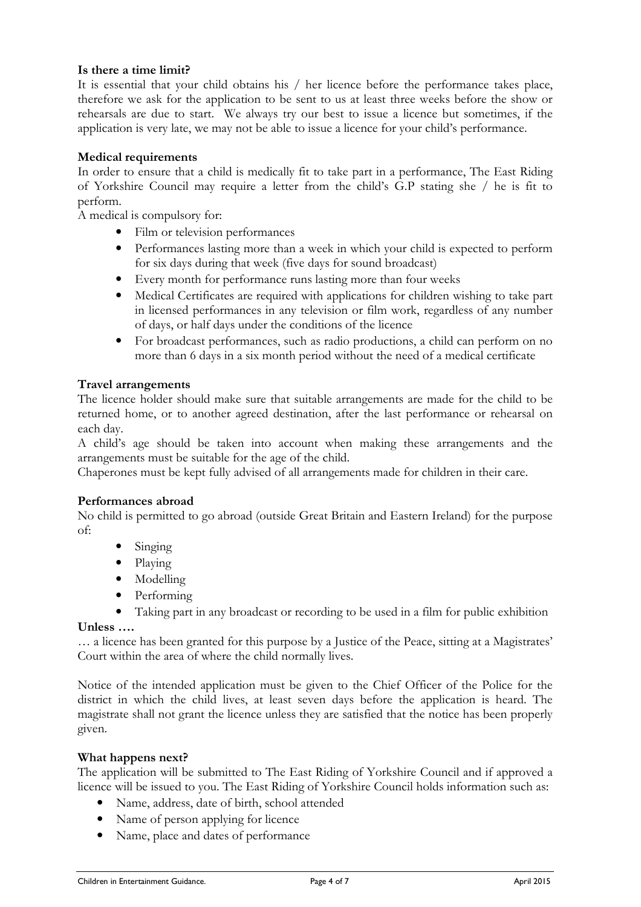**Is there a time limit?**

It is essential that your child obtains his / her licence before the performance takes place, therefore we ask for the application to be sent to us at least three weeks before the show or rehearsals are due to start. We always try our best to issue a licence but sometimes, if the application is very late, we may not be able to issue a licence for your child's performance.

**Medical requirements**

In order to ensure that a child is medically fit to take part in a performance, The East Riding of Yorkshire Council may require a letter from the child's G.P stating she / he is fit to perform.

A medical is compulsory for:

- Film or television performances
- Performances lasting more than a week in which your child is expected to perform for six days during that week (five days for sound broadcast)
- Every month for performance runs lasting more than four weeks
- Medical Certificates are required with applications for children wishing to take part in licensed performances in any television or film work, regardless of any number of days, or half days under the conditions of the licence
- For broadcast performances, such as radio productions, a child can perform on no more than 6 days in a six month period without the need of a medical certificate

**Travel arrangements**

The licence holder should make sure that suitable arrangements are made for the child to be returned home, or to another agreed destination, after the last performance or rehearsal on each day.

A child's age should be taken into account when making these arrangements and the arrangements must be suitable for the age of the child.

Chaperones must be kept fully advised of all arrangements made for children in their care.

**Performances abroad**

No child is permitted to go abroad (outside Great Britain and Eastern Ireland) for the purpose of:

- Singing
- Playing
- Modelling
- Performing
- Taking part in any broadcast or recording to be used in a film for public exhibition

**Unless ….**

… a licence has been granted for this purpose by a Justice of the Peace, sitting at a Magistrates' Court within the area of where the child normally lives.

Notice of the intended application must be given to the Chief Officer of the Police for the district in which the child lives, at least seven days before the application is heard. The magistrate shall not grant the licence unless they are satisfied that the notice has been properly given.

**What happens next?**

The application will be submitted to The East Riding of Yorkshire Council and if approved a licence will be issued to you. The East Riding of Yorkshire Council holds information such as:

- Name, address, date of birth, school attended
- Name of person applying for licence
- Name, place and dates of performance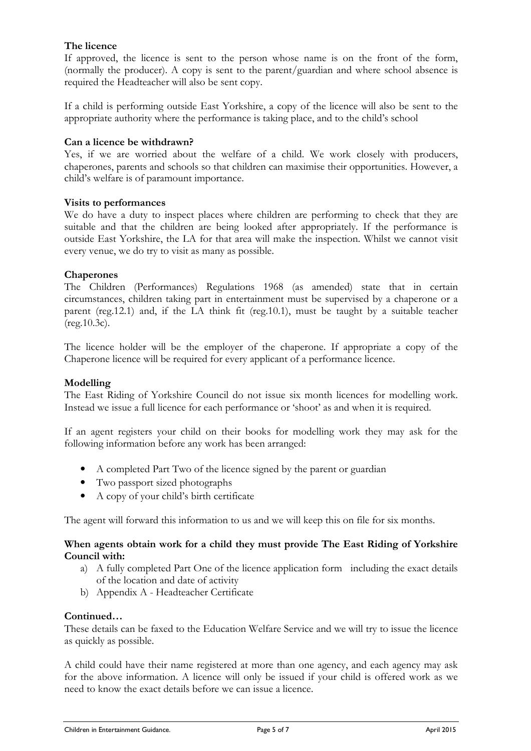**The licence**

If approved, the licence is sent to the person whose name is on the front of the form, (normally the producer). A copy is sent to the parent/guardian and where school absence is required the Headteacher will also be sent copy.

If a child is performing outside East Yorkshire, a copy of the licence will also be sent to the appropriate authority where the performance is taking place, and to the child's school

**Can a licence be withdrawn?**

Yes, if we are worried about the welfare of a child. We work closely with producers, chaperones, parents and schools so that children can maximise their opportunities. However, a child's welfare is of paramount importance.

**Visits to performances**

We do have a duty to inspect places where children are performing to check that they are suitable and that the children are being looked after appropriately. If the performance is outside East Yorkshire, the LA for that area will make the inspection. Whilst we cannot visit every venue, we do try to visit as many as possible.

**Chaperones**

The Children (Performances) Regulations 1968 (as amended) state that in certain circumstances, children taking part in entertainment must be supervised by a chaperone or a parent (reg.12.1) and, if the LA think fit (reg.10.1), must be taught by a suitable teacher (reg.10.3c).

The licence holder will be the employer of the chaperone. If appropriate a copy of the Chaperone licence will be required for every applicant of a performance licence.

**Modelling**

The East Riding of Yorkshire Council do not issue six month licences for modelling work. Instead we issue a full licence for each performance or 'shoot' as and when it is required.

If an agent registers your child on their books for modelling work they may ask for the following information before any work has been arranged:

- A completed Part Two of the licence signed by the parent or guardian
- Two passport sized photographs
- A copy of your child's birth certificate

The agent will forward this information to us and we will keep this on file for six months.

**When agents obtain work for a child they must provide The East Riding of Yorkshire Council with:**

a) A fully completed Part One of the licence application form including the exact details of the location and date of activity
b) Appendix A - Headteacher Certificate

**Continued…**

These details can be faxed to the Education Welfare Service and we will try to issue the licence as quickly as possible.

A child could have their name registered at more than one agency, and each agency may ask for the above information. A licence will only be issued if your child is offered work as we need to know the exact details before we can issue a licence.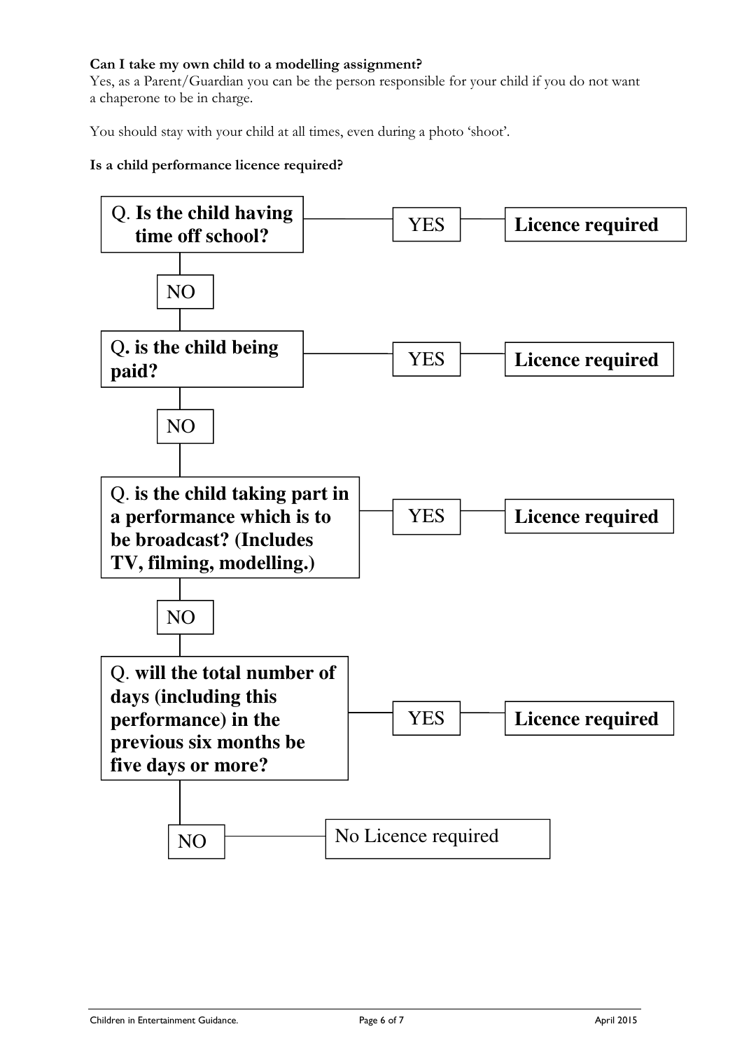**Can I take my own child to a modelling assignment?**
Yes, as a Parent/Guardian you can be the person responsible for your child if you do not want a chaperone to be in charge.

You should stay with your child at all times, even during a photo 'shoot'.

**Is a child performance licence required?**

Q. **Is the child having time off school?** — YES — **Licence required**

NO

Q**. is the child being paid?** — YES — **Licence required**

NO

Q. **is the child taking part in a performance which is to be broadcast? (Includes TV, filming, modelling.)** — YES — **Licence required**

NO

Q. **will the total number of days (including this performance) in the previous six months be five days or more?** — YES — **Licence required**

NO — No Licence required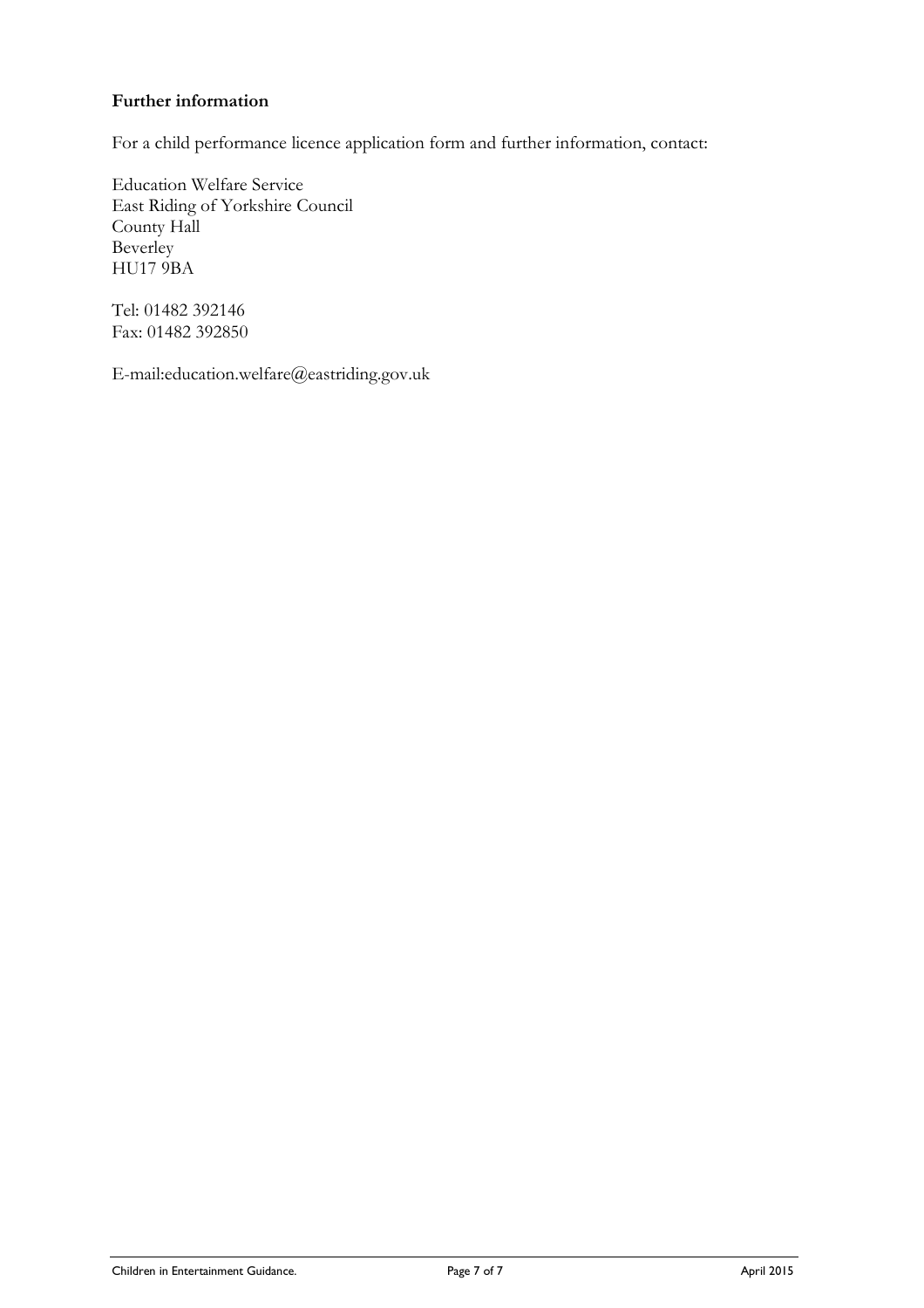**Further information**

For a child performance licence application form and further information, contact:

Education Welfare Service
East Riding of Yorkshire Council
County Hall
Beverley
HU17 9BA

Tel: 01482 392146
Fax: 01482 392850

E-mail:education.welfare@eastriding.gov.uk